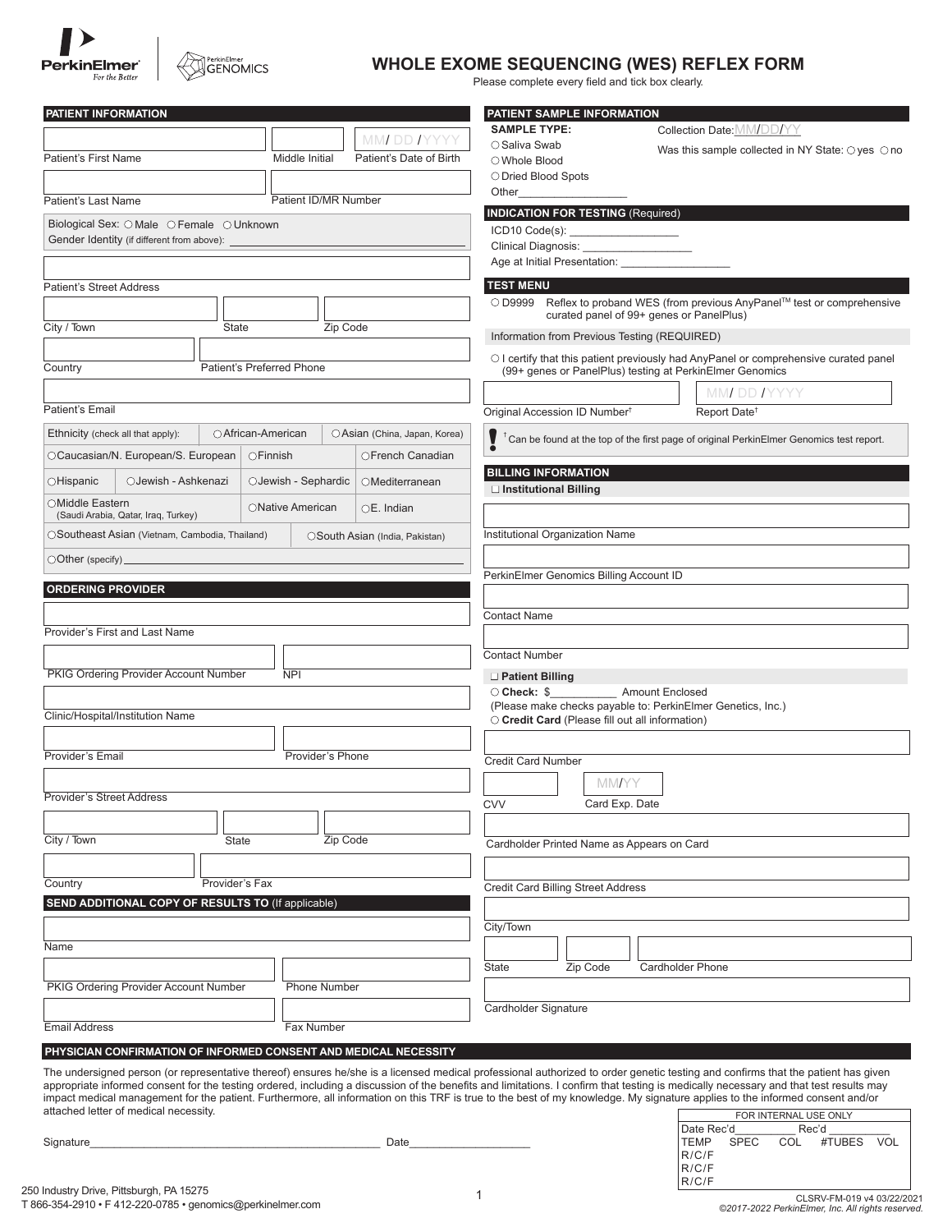PerkinElmer *For the Better* | PerkinElmer GENOMICS

# WHOLE EXOME SEQUENCING (WES) REFLEX FORM

Please complete every field and tick box clearly.

## PATIENT INFORMATION

Patient's First Name ______ Middle Initial ______ Patient's Date of Birth MM/ DD / YYYY

Patient's Last Name ______ Patient ID/MR Number ______

Biological Sex: ○ Male ○ Female ○ Unknown

Gender Identity (if different from above): ______

Patient's Street Address ______

City / Town ______ State ______ Zip Code ______

Country ______ Patient's Preferred Phone ______

Patient's Email ______

Ethnicity (check all that apply):

| | | |
|---|---|---|
| ○African-American | ○Asian (China, Japan, Korea) | |
| ○Caucasian/N. European/S. European | ○Finnish | ○French Canadian |
| ○Hispanic ○Jewish - Ashkenazi | ○Jewish - Sephardic | ○Mediterranean |
| ○Middle Eastern (Saudi Arabia, Qatar, Iraq, Turkey) | ○Native American | ○E. Indian |
| ○Southeast Asian (Vietnam, Cambodia, Thailand) | ○South Asian (India, Pakistan) | |
| ○Other (specify) ______ | | |

## ORDERING PROVIDER

Provider's First and Last Name ______

PKIG Ordering Provider Account Number ______ NPI ______

Clinic/Hospital/Institution Name ______

Provider's Email ______ Provider's Phone ______

Provider's Street Address ______

City / Town ______ State ______ Zip Code ______

Country ______ Provider's Fax ______

## SEND ADDITIONAL COPY OF RESULTS TO (If applicable)

Name ______

PKIG Ordering Provider Account Number ______ Phone Number ______

Email Address ______ Fax Number ______

## PATIENT SAMPLE INFORMATION

**SAMPLE TYPE:**

○ Saliva Swab
○ Whole Blood
○ Dried Blood Spots
Other______

Collection Date: MM/DD/YY

Was this sample collected in NY State: ○ yes ○ no

## INDICATION FOR TESTING (Required)

ICD10 Code(s): ______

Clinical Diagnosis: ______

Age at Initial Presentation: ______

## TEST MENU

○ D9999 Reflex to proband WES (from previous AnyPanel™ test or comprehensive curated panel of 99+ genes or PanelPlus)

Information from Previous Testing (REQUIRED)

○ I certify that this patient previously had AnyPanel or comprehensive curated panel (99+ genes or PanelPlus) testing at PerkinElmer Genomics

Original Accession ID Number† ______ Report Date† MM/ DD / YYYY

! † Can be found at the top of the first page of original PerkinElmer Genomics test report.

## BILLING INFORMATION

❑ **Institutional Billing**

Institutional Organization Name ______

PerkinElmer Genomics Billing Account ID ______

Contact Name ______

Contact Number ______

❑ **Patient Billing**

○ **Check:** $______ Amount Enclosed
(Please make checks payable to: PerkinElmer Genetics, Inc.)
○ **Credit Card** (Please fill out all information)

Credit Card Number ______

CVV ______ Card Exp. Date MM/YY

Cardholder Printed Name as Appears on Card ______

Credit Card Billing Street Address ______

City/Town ______

State ______ Zip Code ______ Cardholder Phone ______

Cardholder Signature ______

## PHYSICIAN CONFIRMATION OF INFORMED CONSENT AND MEDICAL NECESSITY

The undersigned person (or representative thereof) ensures he/she is a licensed medical professional authorized to order genetic testing and confirms that the patient has given appropriate informed consent for the testing ordered, including a discussion of the benefits and limitations. I confirm that testing is medically necessary and that test results may impact medical management for the patient. Furthermore, all information on this TRF is true to the best of my knowledge. My signature applies to the informed consent and/or attached letter of medical necessity.

Signature______________________________ Date______________

| FOR INTERNAL USE ONLY | | | | |
|---|---|---|---|---|
| Date Rec'd______ | Rec'd ______ | | | |
| TEMP | SPEC | COL | #TUBES | VOL |
| R/C/F | | | | |
| R/C/F | | | | |
| R/C/F | | | | |

250 Industry Drive, Pittsburgh, PA 15275
T 866-354-2910 • F 412-220-0785 • genomics@perkinelmer.com

CLSRV-FM-019 v4 03/22/2021
*©2017-2022 PerkinElmer, Inc. All rights reserved.*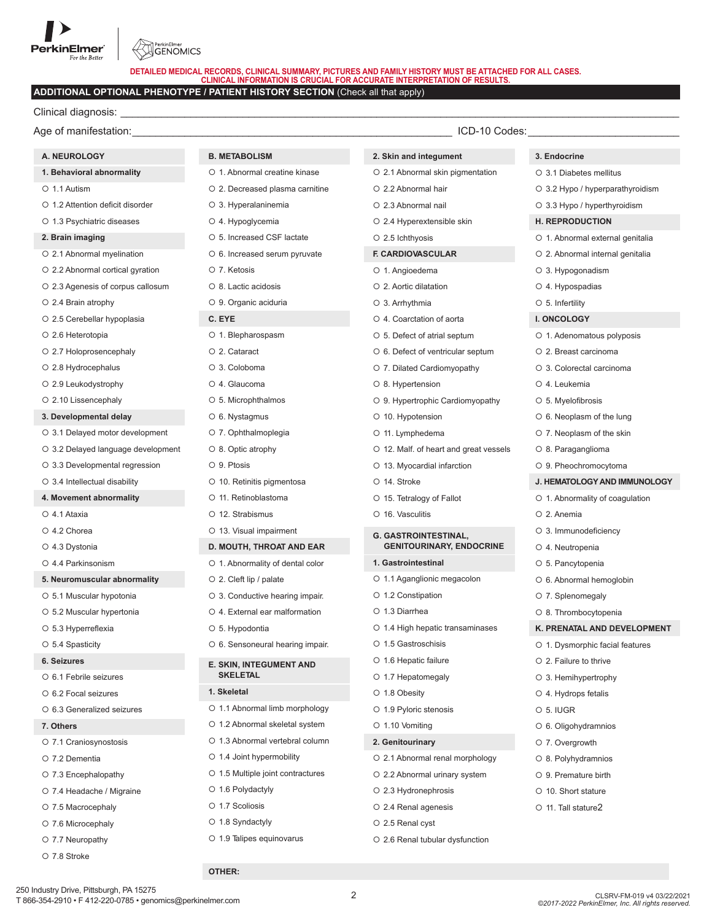**DETAILED MEDICAL RECORDS, CLINICAL SUMMARY, PICTURES AND FAMILY HISTORY MUST BE ATTACHED FOR ALL CASES. CLINICAL INFORMATION IS CRUCIAL FOR ACCURATE INTERPRETATION OF RESULTS.**

## ADDITIONAL OPTIONAL PHENOTYPE / PATIENT HISTORY SECTION (Check all that apply)

Clinical diagnosis: ____________________________________________

Age of manifestation: ______________________________ ICD-10 Codes: ____________________

### A. NEUROLOGY

**1. Behavioral abnormality**

- ○ 1.1 Autism
- ○ 1.2 Attention deficit disorder
- ○ 1.3 Psychiatric diseases

**2. Brain imaging**

- ○ 2.1 Abnormal myelination
- ○ 2.2 Abnormal cortical gyration
- ○ 2.3 Agenesis of corpus callosum
- ○ 2.4 Brain atrophy
- ○ 2.5 Cerebellar hypoplasia
- ○ 2.6 Heterotopia
- ○ 2.7 Holoprosencephaly
- ○ 2.8 Hydrocephalus
- ○ 2.9 Leukodystrophy
- ○ 2.10 Lissencephaly

**3. Developmental delay**

- ○ 3.1 Delayed motor development
- ○ 3.2 Delayed language development
- ○ 3.3 Developmental regression
- ○ 3.4 Intellectual disability

**4. Movement abnormality**

- ○ 4.1 Ataxia
- ○ 4.2 Chorea
- ○ 4.3 Dystonia
- ○ 4.4 Parkinsonism

**5. Neuromuscular abnormality**

- ○ 5.1 Muscular hypotonia
- ○ 5.2 Muscular hypertonia
- ○ 5.3 Hyperreflexia
- ○ 5.4 Spasticity

**6. Seizures**

- ○ 6.1 Febrile seizures
- ○ 6.2 Focal seizures
- ○ 6.3 Generalized seizures

**7. Others**

- ○ 7.1 Craniosynostosis
- ○ 7.2 Dementia
- ○ 7.3 Encephalopathy
- ○ 7.4 Headache / Migraine
- ○ 7.5 Macrocephaly
- ○ 7.6 Microcephaly
- ○ 7.7 Neuropathy
- ○ 7.8 Stroke

### B. METABOLISM

- ○ 1. Abnormal creatine kinase
- ○ 2. Decreased plasma carnitine
- ○ 3. Hyperalaninemia
- ○ 4. Hypoglycemia
- ○ 5. Increased CSF lactate
- ○ 6. Increased serum pyruvate
- ○ 7. Ketosis
- ○ 8. Lactic acidosis
- ○ 9. Organic aciduria

### C. EYE

- ○ 1. Blepharospasm
- ○ 2. Cataract
- ○ 3. Coloboma
- ○ 4. Glaucoma
- ○ 5. Microphthalmos
- ○ 6. Nystagmus
- ○ 7. Ophthalmoplegia
- ○ 8. Optic atrophy
- ○ 9. Ptosis
- ○ 10. Retinitis pigmentosa
- ○ 11. Retinoblastoma
- ○ 12. Strabismus
- ○ 13. Visual impairment

### D. MOUTH, THROAT AND EAR

- ○ 1. Abnormality of dental color
- ○ 2. Cleft lip / palate
- ○ 3. Conductive hearing impair.
- ○ 4. External ear malformation
- ○ 5. Hypodontia
- ○ 6. Sensoneural hearing impair.

### E. SKIN, INTEGUMENT AND SKELETAL

**1. Skeletal**

- ○ 1.1 Abnormal limb morphology
- ○ 1.2 Abnormal skeletal system
- ○ 1.3 Abnormal vertebral column
- ○ 1.4 Joint hypermobility
- ○ 1.5 Multiple joint contractures
- ○ 1.6 Polydactyly
- ○ 1.7 Scoliosis
- ○ 1.8 Syndactyly
- ○ 1.9 Talipes equinovarus

**2. Skin and integument**

- ○ 2.1 Abnormal skin pigmentation
- ○ 2.2 Abnormal hair
- ○ 2.3 Abnormal nail
- ○ 2.4 Hyperextensible skin
- ○ 2.5 Ichthyosis

### F. CARDIOVASCULAR

- ○ 1. Angioedema
- ○ 2. Aortic dilatation
- ○ 3. Arrhythmia
- ○ 4. Coarctation of aorta
- ○ 5. Defect of atrial septum
- ○ 6. Defect of ventricular septum
- ○ 7. Dilated Cardiomyopathy
- ○ 8. Hypertension
- ○ 9. Hypertrophic Cardiomyopathy
- ○ 10. Hypotension
- ○ 11. Lymphedema
- ○ 12. Malf. of heart and great vessels
- ○ 13. Myocardial infarction
- ○ 14. Stroke
- ○ 15. Tetralogy of Fallot
- ○ 16. Vasculitis

### G. GASTROINTESTINAL, GENITOURINARY, ENDOCRINE

**1. Gastrointestinal**

- ○ 1.1 Aganglionic megacolon
- ○ 1.2 Constipation
- ○ 1.3 Diarrhea
- ○ 1.4 High hepatic transaminases
- ○ 1.5 Gastroschisis
- ○ 1.6 Hepatic failure
- ○ 1.7 Hepatomegaly
- ○ 1.8 Obesity
- ○ 1.9 Pyloric stenosis
- ○ 1.10 Vomiting

**2. Genitourinary**

- ○ 2.1 Abnormal renal morphology
- ○ 2.2 Abnormal urinary system
- ○ 2.3 Hydronephrosis
- ○ 2.4 Renal agenesis
- ○ 2.5 Renal cyst
- ○ 2.6 Renal tubular dysfunction

**3. Endocrine**

- ○ 3.1 Diabetes mellitus
- ○ 3.2 Hypo / hyperparathyroidism
- ○ 3.3 Hypo / hyperthyroidism

### H. REPRODUCTION

- ○ 1. Abnormal external genitalia
- ○ 2. Abnormal internal genitalia
- ○ 3. Hypogonadism
- ○ 4. Hypospadias
- ○ 5. Infertility

### I. ONCOLOGY

- ○ 1. Adenomatous polyposis
- ○ 2. Breast carcinoma
- ○ 3. Colorectal carcinoma
- ○ 4. Leukemia
- ○ 5. Myelofibrosis
- ○ 6. Neoplasm of the lung
- ○ 7. Neoplasm of the skin
- ○ 8. Paraganglioma
- ○ 9. Pheochromocytoma

### J. HEMATOLOGY AND IMMUNOLOGY

- ○ 1. Abnormality of coagulation
- ○ 2. Anemia
- ○ 3. Immunodeficiency
- ○ 4. Neutropenia
- ○ 5. Pancytopenia
- ○ 6. Abnormal hemoglobin
- ○ 7. Splenomegaly
- ○ 8. Thrombocytopenia

### K. PRENATAL AND DEVELOPMENT

- ○ 1. Dysmorphic facial features
- ○ 2. Failure to thrive
- ○ 3. Hemihypertrophy
- ○ 4. Hydrops fetalis
- ○ 5. IUGR
- ○ 6. Oligohydramnios
- ○ 7. Overgrowth
- ○ 8. Polyhydramnios
- ○ 9. Premature birth
- ○ 10. Short stature
- ○ 11. Tall stature2

**OTHER:**

250 Industry Drive, Pittsburgh, PA 15275
T 866-354-2910 • F 412-220-0785 • genomics@perkinelmer.com

CLSRV-FM-019 v4 03/22/2021
*©2017-2022 PerkinElmer, Inc. All rights reserved.*